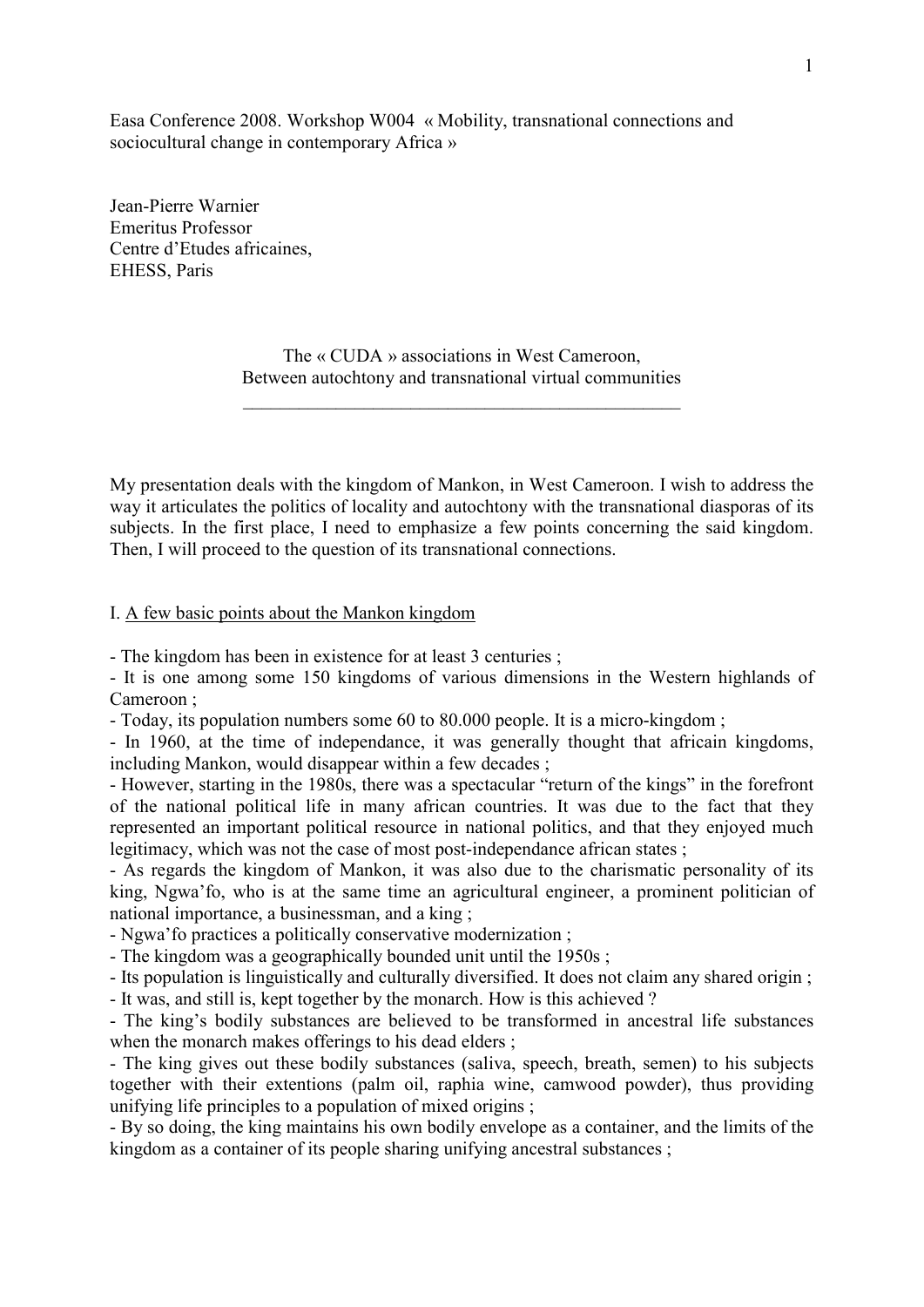Easa Conference 2008. Workshop W004 « Mobility, transnational connections and sociocultural change in contemporary Africa »

Jean-Pierre Warnier
Emeritus Professor
Centre d'Etudes africaines,
EHESS, Paris

# The « CUDA » associations in West Cameroon, Between autochtony and transnational virtual communities

My presentation deals with the kingdom of Mankon, in West Cameroon. I wish to address the way it articulates the politics of locality and autochtony with the transnational diasporas of its subjects. In the first place, I need to emphasize a few points concerning the said kingdom. Then, I will proceed to the question of its transnational connections.

## I. A few basic points about the Mankon kingdom

- The kingdom has been in existence for at least 3 centuries ;
- It is one among some 150 kingdoms of various dimensions in the Western highlands of Cameroon ;
- Today, its population numbers some 60 to 80.000 people. It is a micro-kingdom ;
- In 1960, at the time of independance, it was generally thought that africain kingdoms, including Mankon, would disappear within a few decades ;
- However, starting in the 1980s, there was a spectacular "return of the kings" in the forefront of the national political life in many african countries. It was due to the fact that they represented an important political resource in national politics, and that they enjoyed much legitimacy, which was not the case of most post-independance african states ;
- As regards the kingdom of Mankon, it was also due to the charismatic personality of its king, Ngwa'fo, who is at the same time an agricultural engineer, a prominent politician of national importance, a businessman, and a king ;
- Ngwa'fo practices a politically conservative modernization ;
- The kingdom was a geographically bounded unit until the 1950s ;
- Its population is linguistically and culturally diversified. It does not claim any shared origin ;
- It was, and still is, kept together by the monarch. How is this achieved ?
- The king's bodily substances are believed to be transformed in ancestral life substances when the monarch makes offerings to his dead elders ;
- The king gives out these bodily substances (saliva, speech, breath, semen) to his subjects together with their extentions (palm oil, raphia wine, camwood powder), thus providing unifying life principles to a population of mixed origins ;
- By so doing, the king maintains his own bodily envelope as a container, and the limits of the kingdom as a container of its people sharing unifying ancestral substances ;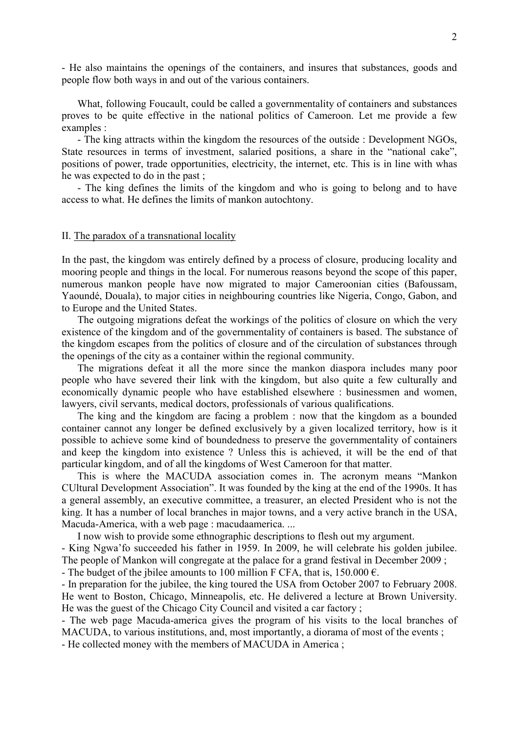- He also maintains the openings of the containers, and insures that substances, goods and people flow both ways in and out of the various containers.

What, following Foucault, could be called a governmentality of containers and substances proves to be quite effective in the national politics of Cameroon. Let me provide a few examples :

- The king attracts within the kingdom the resources of the outside : Development NGOs, State resources in terms of investment, salaried positions, a share in the "national cake", positions of power, trade opportunities, electricity, the internet, etc. This is in line with whas he was expected to do in the past ;

- The king defines the limits of the kingdom and who is going to belong and to have access to what. He defines the limits of mankon autochtony.

## II. The paradox of a transnational locality

In the past, the kingdom was entirely defined by a process of closure, producing locality and mooring people and things in the local. For numerous reasons beyond the scope of this paper, numerous mankon people have now migrated to major Cameroonian cities (Bafoussam, Yaoundé, Douala), to major cities in neighbouring countries like Nigeria, Congo, Gabon, and to Europe and the United States.

The outgoing migrations defeat the workings of the politics of closure on which the very existence of the kingdom and of the governmentality of containers is based. The substance of the kingdom escapes from the politics of closure and of the circulation of substances through the openings of the city as a container within the regional community.

The migrations defeat it all the more since the mankon diaspora includes many poor people who have severed their link with the kingdom, but also quite a few culturally and economically dynamic people who have established elsewhere : businessmen and women, lawyers, civil servants, medical doctors, professionals of various qualifications.

The king and the kingdom are facing a problem : now that the kingdom as a bounded container cannot any longer be defined exclusively by a given localized territory, how is it possible to achieve some kind of boundedness to preserve the governmentality of containers and keep the kingdom into existence ? Unless this is achieved, it will be the end of that particular kingdom, and of all the kingdoms of West Cameroon for that matter.

This is where the MACUDA association comes in. The acronym means "Mankon CUltural Development Association". It was founded by the king at the end of the 1990s. It has a general assembly, an executive committee, a treasurer, an elected President who is not the king. It has a number of local branches in major towns, and a very active branch in the USA, Macuda-America, with a web page : macudaamerica. ...

I now wish to provide some ethnographic descriptions to flesh out my argument.

- King Ngwa'fo succeeded his father in 1959. In 2009, he will celebrate his golden jubilee. The people of Mankon will congregate at the palace for a grand festival in December 2009 ;
- The budget of the jbilee amounts to 100 million F CFA, that is, 150.000 €.
- In preparation for the jubilee, the king toured the USA from October 2007 to February 2008. He went to Boston, Chicago, Minneapolis, etc. He delivered a lecture at Brown University. He was the guest of the Chicago City Council and visited a car factory ;
- The web page Macuda-america gives the program of his visits to the local branches of MACUDA, to various institutions, and, most importantly, a diorama of most of the events ;
- He collected money with the members of MACUDA in America ;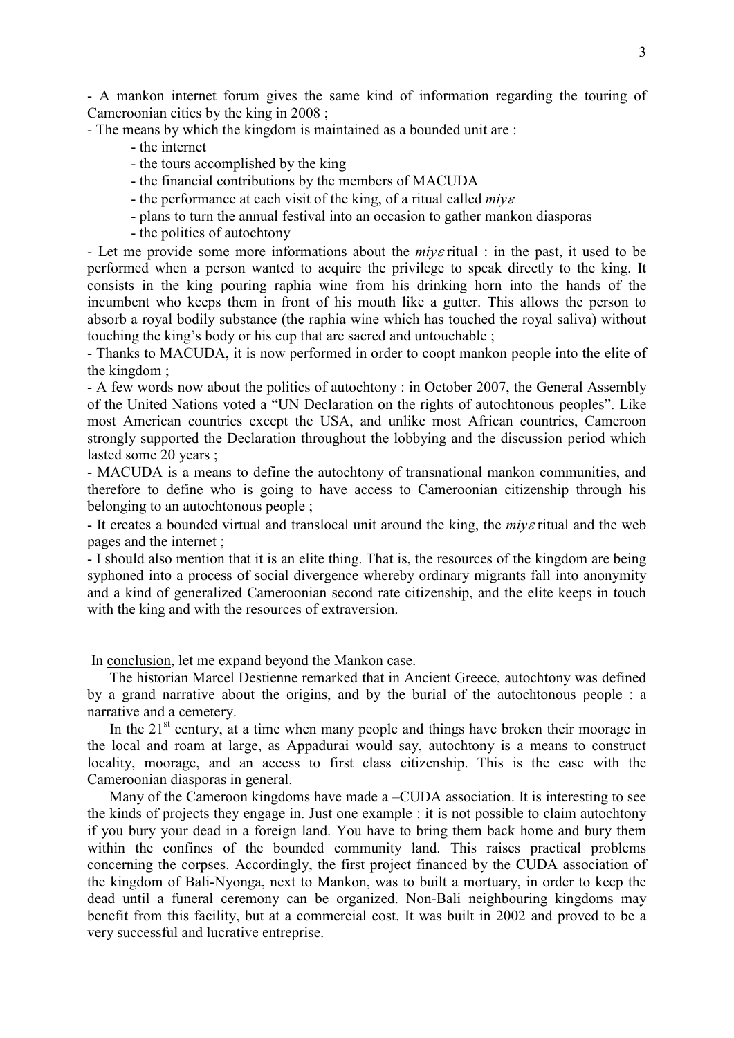- A mankon internet forum gives the same kind of information regarding the touring of Cameroonian cities by the king in 2008 ;

- The means by which the kingdom is maintained as a bounded unit are :
    - the internet
    - the tours accomplished by the king
    - the financial contributions by the members of MACUDA
    - the performance at each visit of the king, of a ritual called *miyɛ*
    - plans to turn the annual festival into an occasion to gather mankon diasporas
    - the politics of autochtony

- Let me provide some more informations about the *miyɛ* ritual : in the past, it used to be performed when a person wanted to acquire the privilege to speak directly to the king. It consists in the king pouring raphia wine from his drinking horn into the hands of the incumbent who keeps them in front of his mouth like a gutter. This allows the person to absorb a royal bodily substance (the raphia wine which has touched the royal saliva) without touching the king's body or his cup that are sacred and untouchable ;

- Thanks to MACUDA, it is now performed in order to coopt mankon people into the elite of the kingdom ;

- A few words now about the politics of autochtony : in October 2007, the General Assembly of the United Nations voted a "UN Declaration on the rights of autochtonous peoples". Like most American countries except the USA, and unlike most African countries, Cameroon strongly supported the Declaration throughout the lobbying and the discussion period which lasted some 20 years ;

- MACUDA is a means to define the autochtony of transnational mankon communities, and therefore to define who is going to have access to Cameroonian citizenship through his belonging to an autochtonous people ;

- It creates a bounded virtual and translocal unit around the king, the *miyɛ* ritual and the web pages and the internet ;

- I should also mention that it is an elite thing. That is, the resources of the kingdom are being syphoned into a process of social divergence whereby ordinary migrants fall into anonymity and a kind of generalized Cameroonian second rate citizenship, and the elite keeps in touch with the king and with the resources of extraversion.

In conclusion, let me expand beyond the Mankon case.

The historian Marcel Destienne remarked that in Ancient Greece, autochtony was defined by a grand narrative about the origins, and by the burial of the autochtonous people : a narrative and a cemetery.

In the 21st century, at a time when many people and things have broken their moorage in the local and roam at large, as Appadurai would say, autochtony is a means to construct locality, moorage, and an access to first class citizenship. This is the case with the Cameroonian diasporas in general.

Many of the Cameroon kingdoms have made a –CUDA association. It is interesting to see the kinds of projects they engage in. Just one example : it is not possible to claim autochtony if you bury your dead in a foreign land. You have to bring them back home and bury them within the confines of the bounded community land. This raises practical problems concerning the corpses. Accordingly, the first project financed by the CUDA association of the kingdom of Bali-Nyonga, next to Mankon, was to built a mortuary, in order to keep the dead until a funeral ceremony can be organized. Non-Bali neighbouring kingdoms may benefit from this facility, but at a commercial cost. It was built in 2002 and proved to be a very successful and lucrative entreprise.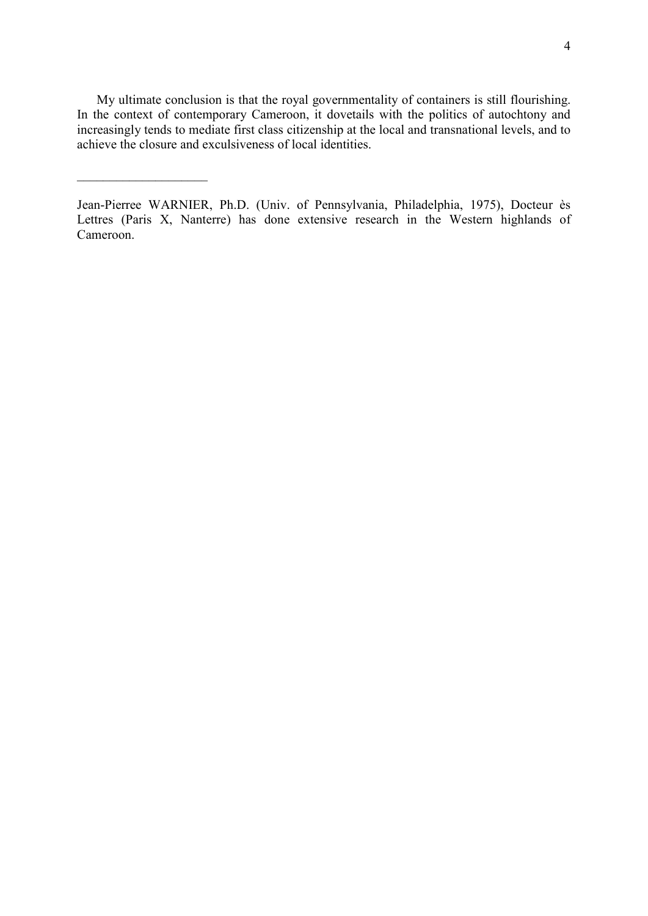My ultimate conclusion is that the royal governmentality of containers is still flourishing. In the context of contemporary Cameroon, it dovetails with the politics of autochtony and increasingly tends to mediate first class citizenship at the local and transnational levels, and to achieve the closure and exculsiveness of local identities.

---

Jean-Pierree WARNIER, Ph.D. (Univ. of Pennsylvania, Philadelphia, 1975), Docteur ès Lettres (Paris X, Nanterre) has done extensive research in the Western highlands of Cameroon.